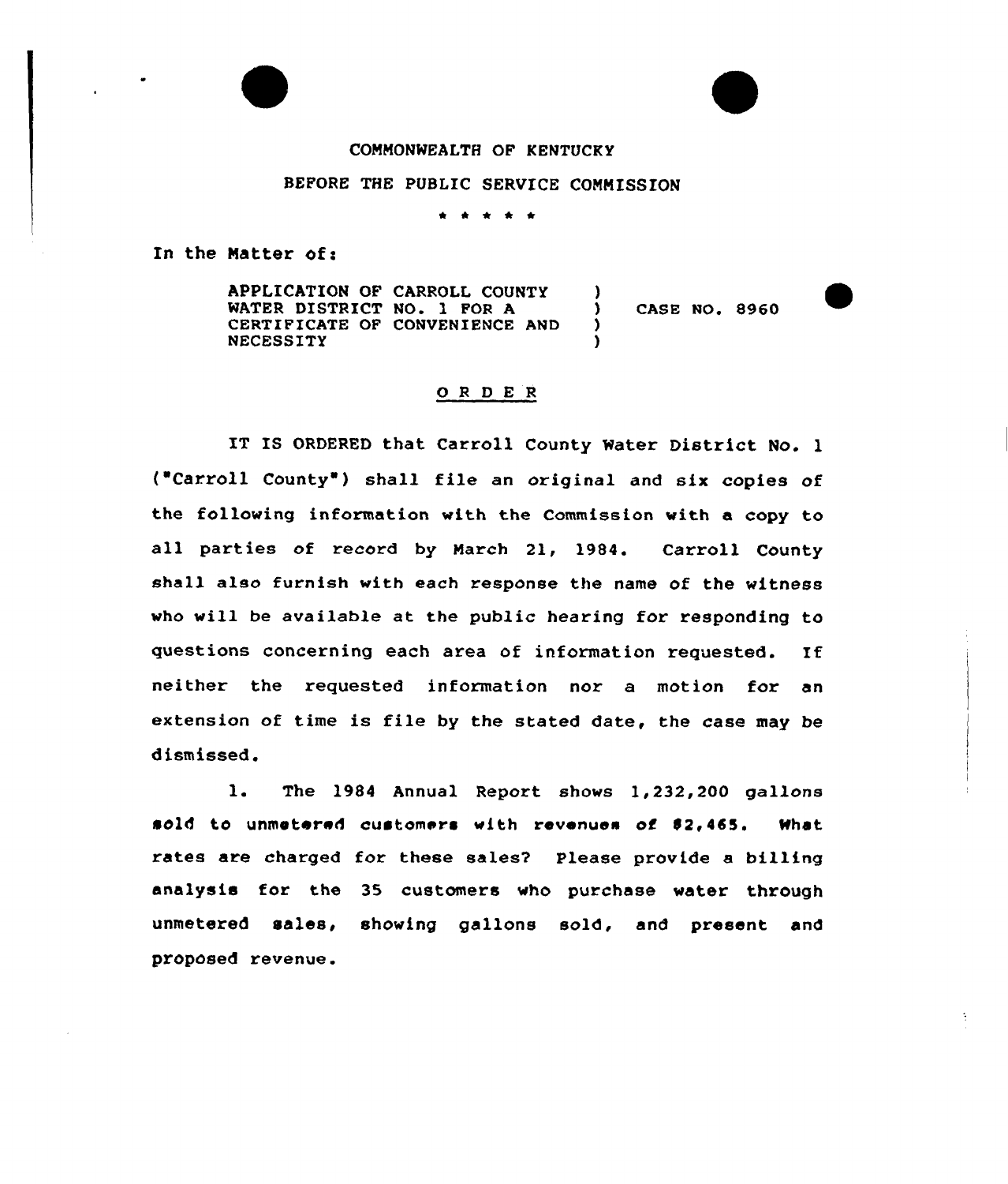COMMONWEALTH OF KENTUCKY

BEFORE THE PUBLIC SERVICE COMMISSION

\* \* \* \* \*

In the Matter of:

APPLICATION OF CARROLL COUNTY WATER DISTRICT NO. 1 FOR A CERTIFICATE OF CONVENIENCE AND NECESSITY ) CASE NO. 8960

## ORDER

IT IS ORDERED that Carroll County Water District No. 1 ("Carroll County") shall file an original and six copies of the following information with the Commission with a copy to all parties of record by March 21, 1984. Carroll County shall also furnish with each response the name of the witness who will be available at the public hearing for responding to questions concerning each area of information requested. If neither the requested information nor a motion for an extension of time is file by the stated date, the case may be dismissed.

1. The 1984 Annual Report shows 1,232,200 gallons sold to unmetered customers with revenues of $2,465. What rates are charged for these sales? Please provide a billing analysis for the 35 customers who purchase water through unmetered sales, showing gallons sold, and present and proposed revenue.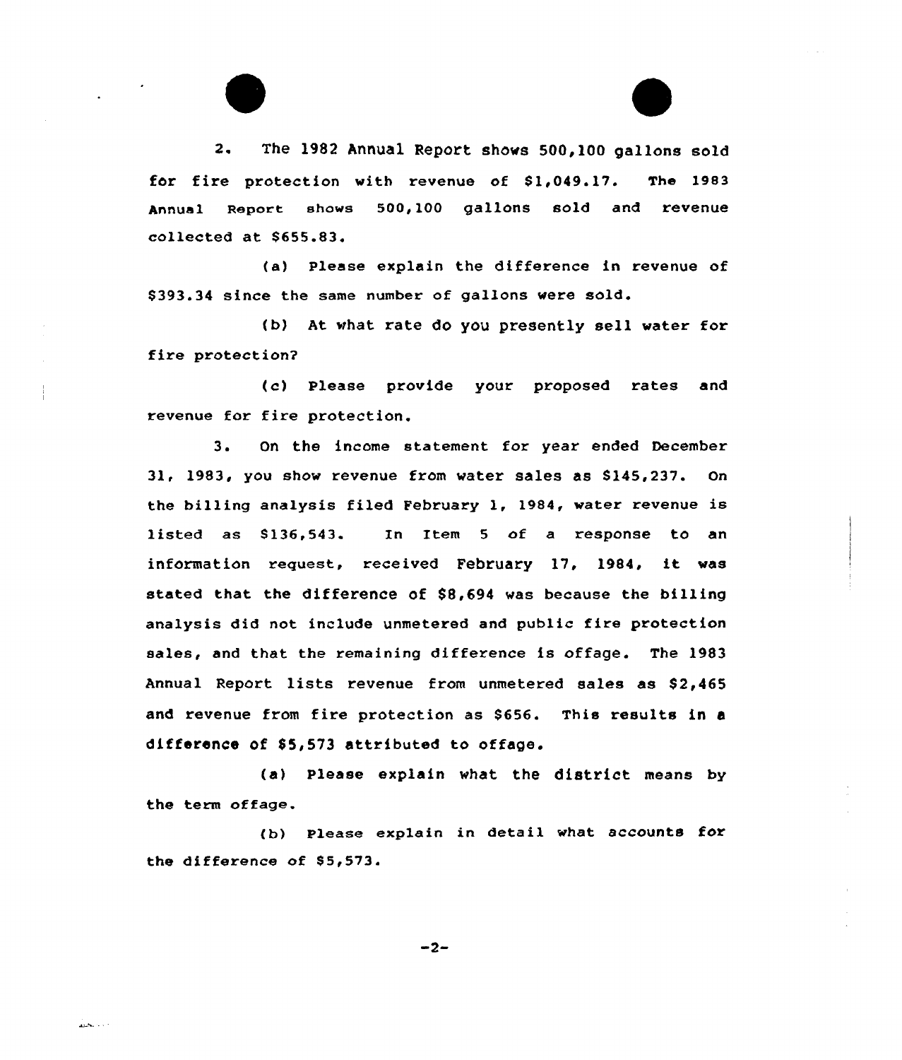2. The 1982 Annual Report shows 500,100 gallons sold for fire protection with revenue of $1,049.17. The 1983 Annual Report shows 500,100 gallons sold and revenue collected at $655.83.

(a) Please explain the difference in revenue of $393.34 since the same number of gallons were sold.

(b) At what rate do you presently sell water for fire protection?

(c) Please provide your proposed rates and revenue for fire protection.

3. On the income statement for year ended December 31, 1983, you show revenue from water sales as $145,237. On the billing analysis filed February 1, 1984, water revenue is listed as $136,543. In Item 5 of a response to an information request, received February 17, 1984, it was stated that the difference of $8,694 was because the billing analysis did not include unmetered and public fire protection sales, and that the remaining difference is offage. The 1983 Annual Report lists revenue from unmetered sales as $2,465 and revenue from fire protection as $656. This results in a difference of $5,573 attributed to offage.

(a) Please explain what the district means by the term offage.

(b) Please explain in detail what accounts for the difference of $5,573.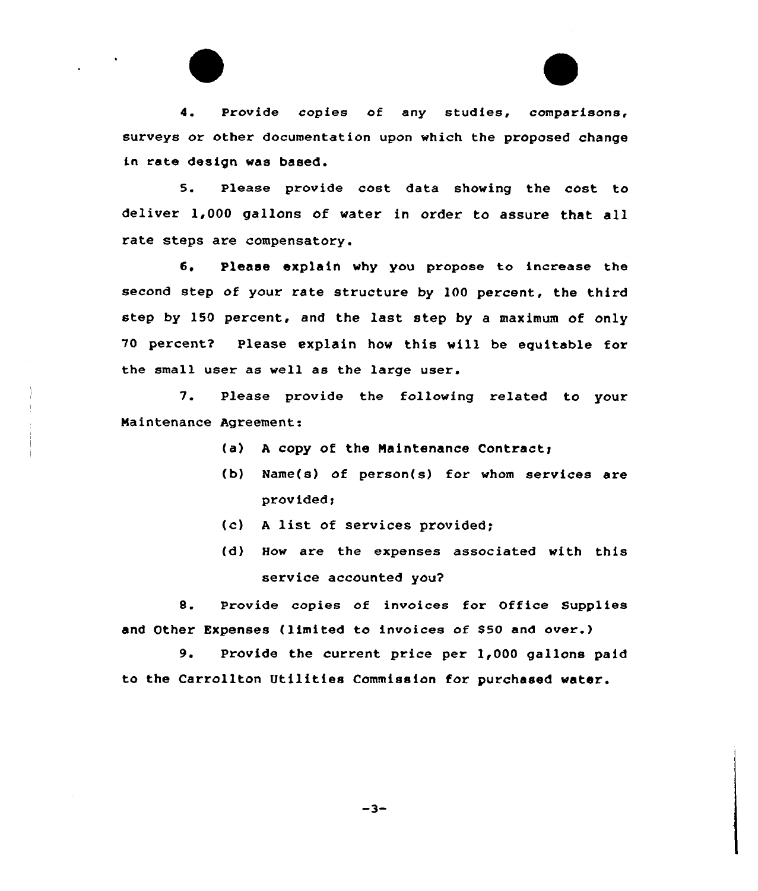4. Provide copies of any studies, comparisons, surveys or other documentation upon which the proposed change in rate design was based.

5. Please provide cost data showing the cost to deliver 1,000 gallons of water in order to assure that all rate steps are compensatory.

6. Please explain why you propose to increase the second step of your rate structure by 100 percent, the third step by 150 percent, and the last step by a maximum of only 70 percent? Please explain how this will be equitable for the small user as well as the large user.

7. Please provide the following related to your Maintenance Agreement:

   (a) A copy of the Maintenance Contract;

   (b) Name(s) of person(s) for whom services are provided;

   (c) A list of services provided;

   (d) How are the expenses associated with this service accounted you?

8. Provide copies of invoices for Office Supplies and Other Expenses (limited to invoices of $50 and over.)

9. Provide the current price per 1,000 gallons paid to the Carrollton Utilities Commission for purchased water.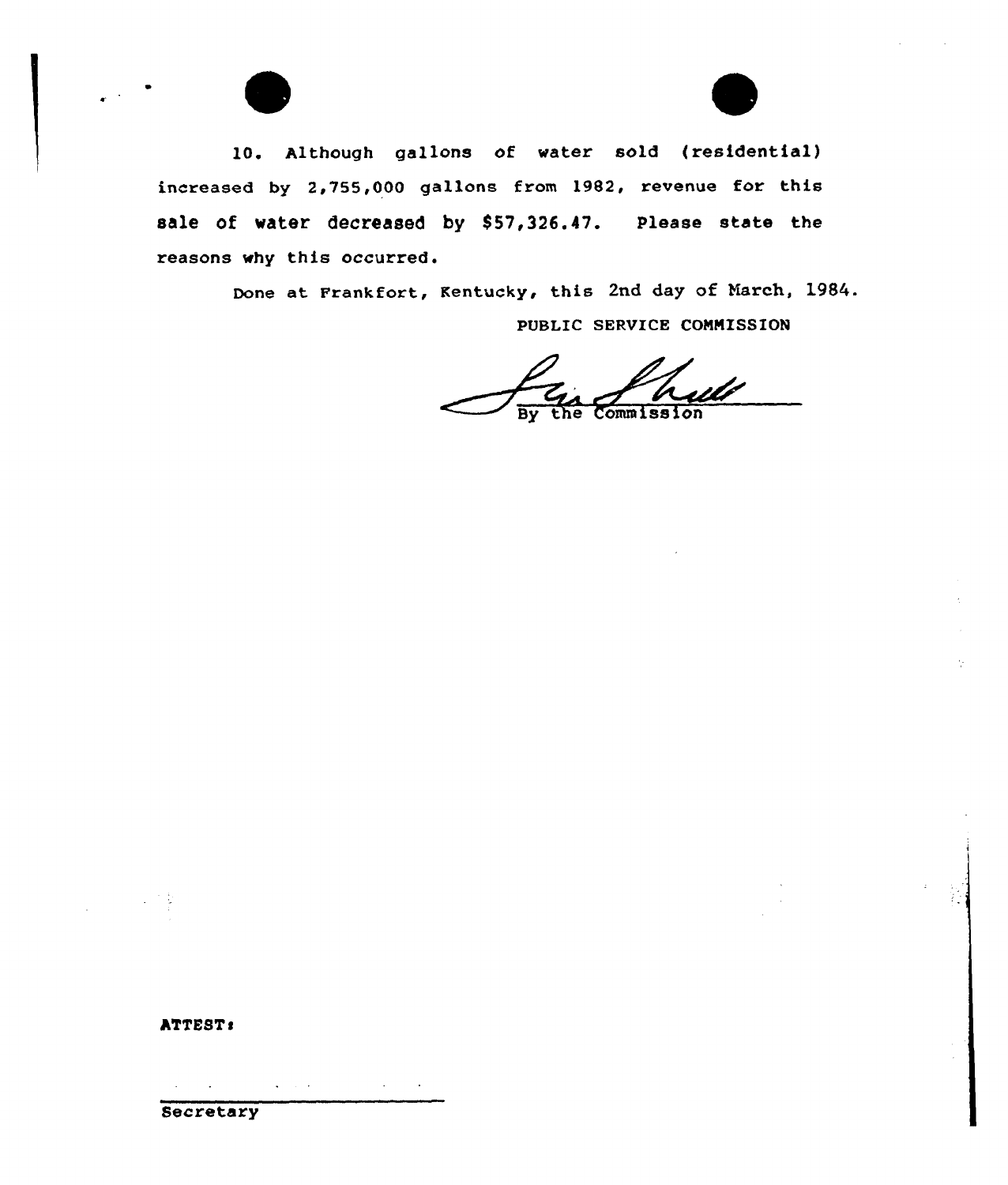10. Although gallons of water sold (residential) increased by 2,755,000 gallons from 1982, revenue for this sale of water decreased by $57,326.47. Please state the reasons why this occurred.

Done at Frankfort, Kentucky, this 2nd day of March, 1984.

PUBLIC SERVICE COMMISSION

By the Commission

ATTEST:

Secretary